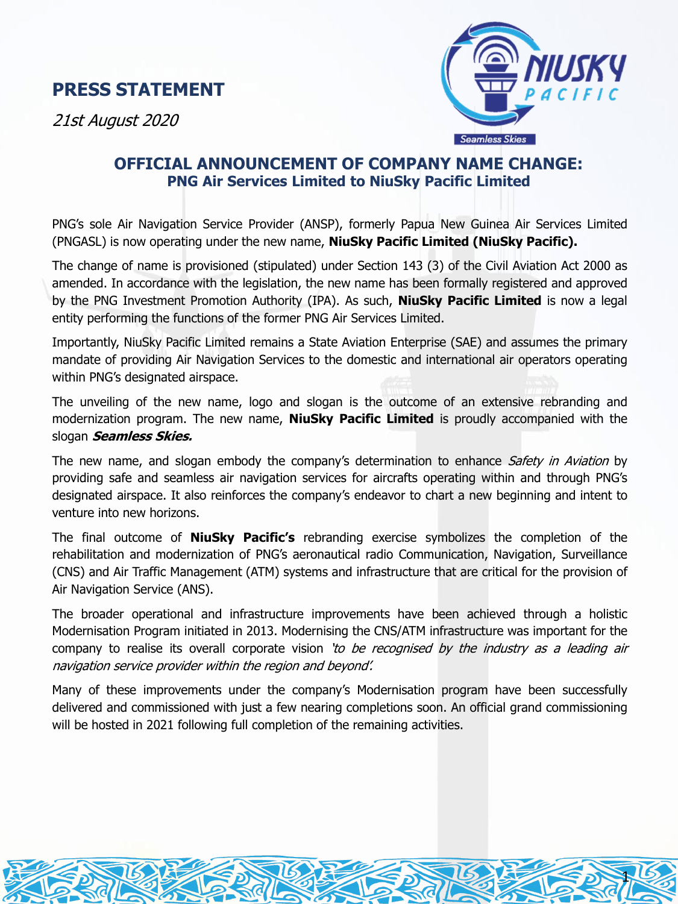# PRESS STATEMENT

*21st August 2020*

## OFFICIAL ANNOUNCEMENT OF COMPANY NAME CHANGE:
### PNG Air Services Limited to NiuSky Pacific Limited

PNG's sole Air Navigation Service Provider (ANSP), formerly Papua New Guinea Air Services Limited (PNGASL) is now operating under the new name, **NiuSky Pacific Limited (NiuSky Pacific).**

The change of name is provisioned (stipulated) under Section 143 (3) of the Civil Aviation Act 2000 as amended. In accordance with the legislation, the new name has been formally registered and approved by the PNG Investment Promotion Authority (IPA). As such, **NiuSky Pacific Limited** is now a legal entity performing the functions of the former PNG Air Services Limited.

Importantly, NiuSky Pacific Limited remains a State Aviation Enterprise (SAE) and assumes the primary mandate of providing Air Navigation Services to the domestic and international air operators operating within PNG's designated airspace.

The unveiling of the new name, logo and slogan is the outcome of an extensive rebranding and modernization program. The new name, **NiuSky Pacific Limited** is proudly accompanied with the slogan ***Seamless Skies.***

The new name, and slogan embody the company's determination to enhance *Safety in Aviation* by providing safe and seamless air navigation services for aircrafts operating within and through PNG's designated airspace. It also reinforces the company's endeavor to chart a new beginning and intent to venture into new horizons.

The final outcome of **NiuSky Pacific's** rebranding exercise symbolizes the completion of the rehabilitation and modernization of PNG's aeronautical radio Communication, Navigation, Surveillance (CNS) and Air Traffic Management (ATM) systems and infrastructure that are critical for the provision of Air Navigation Service (ANS).

The broader operational and infrastructure improvements have been achieved through a holistic Modernisation Program initiated in 2013. Modernising the CNS/ATM infrastructure was important for the company to realise its overall corporate vision *'to be recognised by the industry as a leading air navigation service provider within the region and beyond'.*

Many of these improvements under the company's Modernisation program have been successfully delivered and commissioned with just a few nearing completions soon. An official grand commissioning will be hosted in 2021 following full completion of the remaining activities.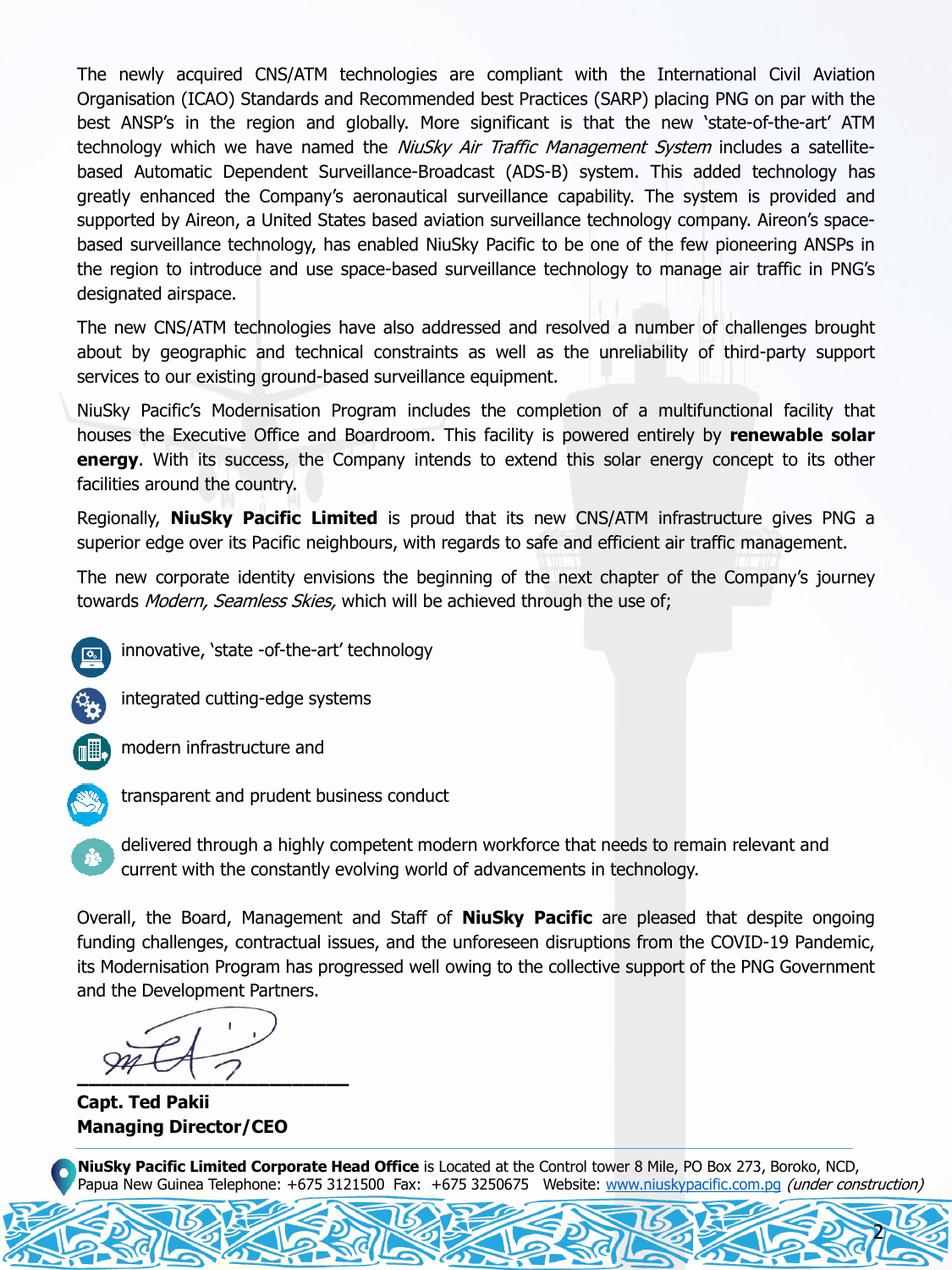The newly acquired CNS/ATM technologies are compliant with the International Civil Aviation Organisation (ICAO) Standards and Recommended best Practices (SARP) placing PNG on par with the best ANSP's in the region and globally. More significant is that the new 'state-of-the-art' ATM technology which we have named the *NiuSky Air Traffic Management System* includes a satellite-based Automatic Dependent Surveillance-Broadcast (ADS-B) system. This added technology has greatly enhanced the Company's aeronautical surveillance capability. The system is provided and supported by Aireon, a United States based aviation surveillance technology company. Aireon's space-based surveillance technology, has enabled NiuSky Pacific to be one of the few pioneering ANSPs in the region to introduce and use space-based surveillance technology to manage air traffic in PNG's designated airspace.

The new CNS/ATM technologies have also addressed and resolved a number of challenges brought about by geographic and technical constraints as well as the unreliability of third-party support services to our existing ground-based surveillance equipment.

NiuSky Pacific's Modernisation Program includes the completion of a multifunctional facility that houses the Executive Office and Boardroom. This facility is powered entirely by **renewable solar energy**. With its success, the Company intends to extend this solar energy concept to its other facilities around the country.

Regionally, **NiuSky Pacific Limited** is proud that its new CNS/ATM infrastructure gives PNG a superior edge over its Pacific neighbours, with regards to safe and efficient air traffic management.

The new corporate identity envisions the beginning of the next chapter of the Company's journey towards *Modern, Seamless Skies,* which will be achieved through the use of;

- innovative, 'state -of-the-art' technology
- integrated cutting-edge systems
- modern infrastructure and
- transparent and prudent business conduct
- delivered through a highly competent modern workforce that needs to remain relevant and current with the constantly evolving world of advancements in technology.

Overall, the Board, Management and Staff of **NiuSky Pacific** are pleased that despite ongoing funding challenges, contractual issues, and the unforeseen disruptions from the COVID-19 Pandemic, its Modernisation Program has progressed well owing to the collective support of the PNG Government and the Development Partners.

**Capt. Ted Pakii**
**Managing Director/CEO**

**NiuSky Pacific Limited Corporate Head Office** is Located at the Control tower 8 Mile, PO Box 273, Boroko, NCD, Papua New Guinea Telephone: +675 3121500 Fax: +675 3250675 Website: www.niuskypacific.com.pg *(under construction)*